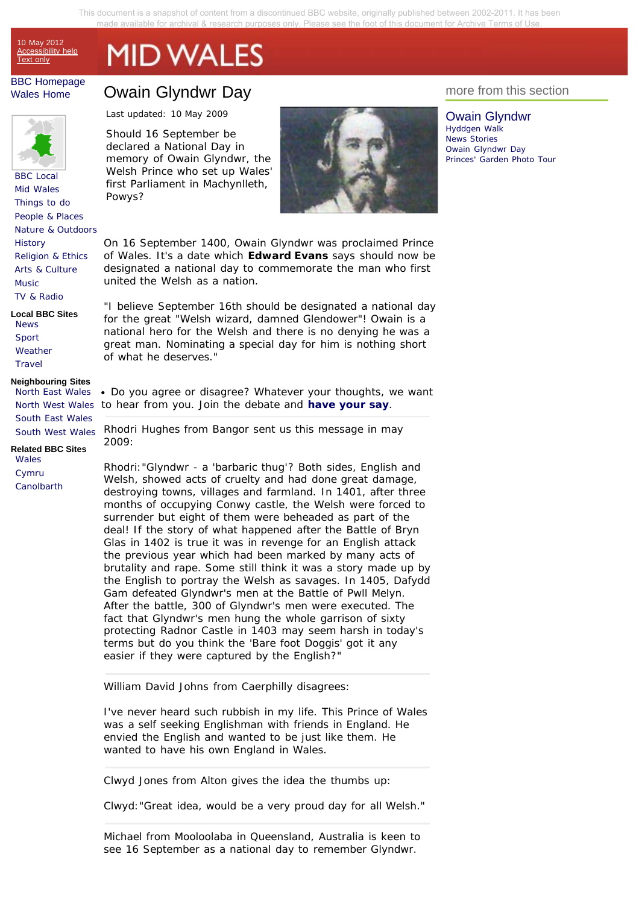This document is a snapshot of content from a discontinued BBC website, originally published between 2002-2011. It has been made available for archival & research purposes only. Please see the foot of this document for Archive Terms of Use.

10 May 2012
Accessibility help
Text only

# MID WALES

BBC Homepage
Wales Home

- BBC Local
- Mid Wales
- Things to do
- People & Places
- Nature & Outdoors
- History
- Religion & Ethics
- Arts & Culture
- Music
- TV & Radio

**Local BBC Sites**

- News
- Sport
- Weather
- Travel

**Neighbouring Sites**

- North East Wales
- North West Wales
- South East Wales
- South West Wales

**Related BBC Sites**

- Wales
- Cymru
- Canolbarth

## Owain Glyndwr Day

Last updated: 10 May 2009

Should 16 September be declared a National Day in memory of Owain Glyndwr, the Welsh Prince who set up Wales' first Parliament in Machynlleth, Powys?

On 16 September 1400, Owain Glyndwr was proclaimed Prince of Wales. It's a date which **Edward Evans** says should now be designated a national day to commemorate the man who first united the Welsh as a nation.

"I believe September 16th should be designated a national day for the great "Welsh wizard, damned Glendower"! Owain is a national hero for the Welsh and there is no denying he was a great man. Nominating a special day for him is nothing short of what he deserves."

- Do you agree or disagree? Whatever your thoughts, we want to hear from you. Join the debate and **have your say**.

---

Rhodri Hughes from Bangor sent us this message in may 2009:

Rhodri:"Glyndwr - a 'barbaric thug'? Both sides, English and Welsh, showed acts of cruelty and had done great damage, destroying towns, villages and farmland. In 1401, after three months of occupying Conwy castle, the Welsh were forced to surrender but eight of them were beheaded as part of the deal! If the story of what happened after the Battle of Bryn Glas in 1402 is true it was in revenge for an English attack the previous year which had been marked by many acts of brutality and rape. Some still think it was a story made up by the English to portray the Welsh as savages. In 1405, Dafydd Gam defeated Glyndwr's men at the Battle of Pwll Melyn. After the battle, 300 of Glyndwr's men were executed. The fact that Glyndwr's men hung the whole garrison of sixty protecting Radnor Castle in 1403 may seem harsh in today's terms but do you think the 'Bare foot Doggis' got it any easier if they were captured by the English?"

---

William David Johns from Caerphilly disagrees:

I've never heard such rubbish in my life. This Prince of Wales was a self seeking Englishman with friends in England. He envied the English and wanted to be just like them. He wanted to have his own England in Wales.

---

Clwyd Jones from Alton gives the idea the thumbs up:

Clwyd:"Great idea, would be a very proud day for all Welsh."

---

Michael from Mooloolaba in Queensland, Australia is keen to see 16 September as a national day to remember Glyndwr.

### more from this section

**Owain Glyndwr**

- Hyddgen Walk
- News Stories
- Owain Glyndwr Day
- Princes' Garden Photo Tour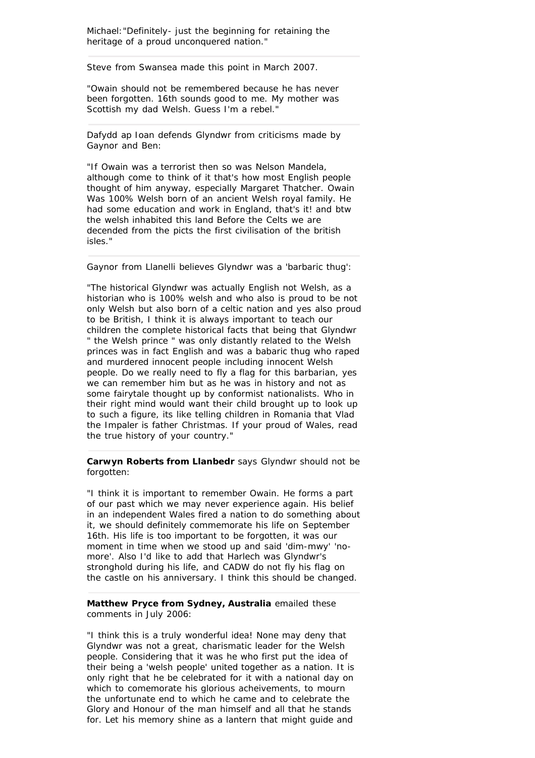Michael:"Definitely- just the beginning for retaining the heritage of a proud unconquered nation."

---

Steve from Swansea made this point in March 2007.

"Owain should not be remembered because he has never been forgotten. 16th sounds good to me. My mother was Scottish my dad Welsh. Guess I'm a rebel."

---

Dafydd ap Ioan defends Glyndwr from criticisms made by Gaynor and Ben:

"If Owain was a terrorist then so was Nelson Mandela, although come to think of it that's how most English people thought of him anyway, especially Margaret Thatcher. Owain Was 100% Welsh born of an ancient Welsh royal family. He had some education and work in England, that's it! and btw the welsh inhabited this land Before the Celts we are decended from the picts the first civilisation of the british isles."

---

Gaynor from Llanelli believes Glyndwr was a 'barbaric thug':

"The historical Glyndwr was actually English not Welsh, as a historian who is 100% welsh and who also is proud to be not only Welsh but also born of a celtic nation and yes also proud to be British, I think it is always important to teach our children the complete historical facts that being that Glyndwr " the Welsh prince " was only distantly related to the Welsh princes was in fact English and was a babaric thug who raped and murdered innocent people including innocent Welsh people. Do we really need to fly a flag for this barbarian, yes we can remember him but as he was in history and not as some fairytale thought up by conformist nationalists. Who in their right mind would want their child brought up to look up to such a figure, its like telling children in Romania that Vlad the Impaler is father Christmas. If your proud of Wales, read the true history of your country."

---

**Carwyn Roberts from Llanbedr** says Glyndwr should not be forgotten:

"I think it is important to remember Owain. He forms a part of our past which we may never experience again. His belief in an independent Wales fired a nation to do something about it, we should definitely commemorate his life on September 16th. His life is too important to be forgotten, it was our moment in time when we stood up and said 'dim-mwy' 'no-more'. Also I'd like to add that Harlech was Glyndwr's stronghold during his life, and CADW do not fly his flag on the castle on his anniversary. I think this should be changed.

---

**Matthew Pryce from Sydney, Australia** emailed these comments in July 2006:

"I think this is a truly wonderful idea! None may deny that Glyndwr was not a great, charismatic leader for the Welsh people. Considering that it was he who first put the idea of their being a 'welsh people' united together as a nation. It is only right that he be celebrated for it with a national day on which to comemorate his glorious acheivements, to mourn the unfortunate end to which he came and to celebrate the Glory and Honour of the man himself and all that he stands for. Let his memory shine as a lantern that might guide and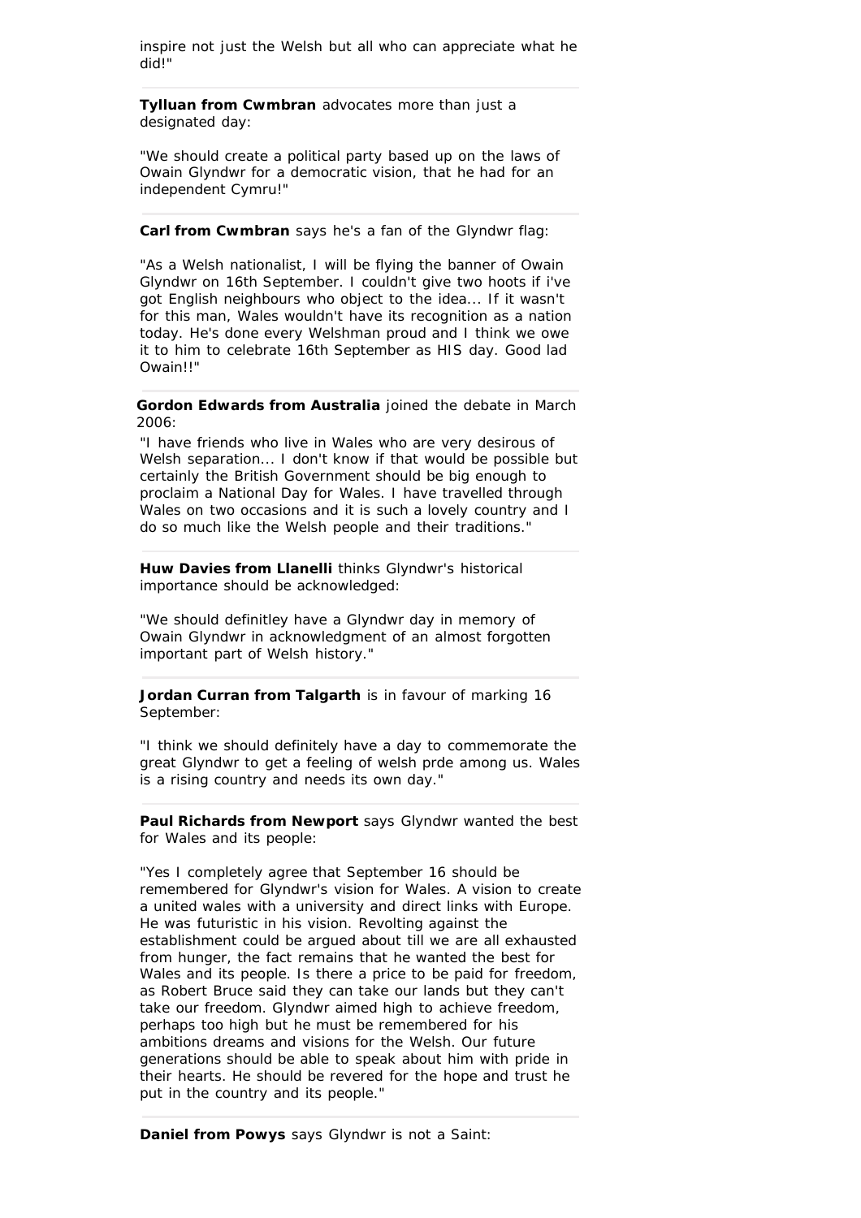inspire not just the Welsh but all who can appreciate what he did!"

---

**Tylluan from Cwmbran** advocates more than just a designated day:

"We should create a political party based up on the laws of Owain Glyndwr for a democratic vision, that he had for an independent Cymru!"

---

**Carl from Cwmbran** says he's a fan of the Glyndwr flag:

"As a Welsh nationalist, I will be flying the banner of Owain Glyndwr on 16th September. I couldn't give two hoots if i've got English neighbours who object to the idea... If it wasn't for this man, Wales wouldn't have its recognition as a nation today. He's done every Welshman proud and I think we owe it to him to celebrate 16th September as HIS day. Good lad Owain!!"

---

**Gordon Edwards from Australia** joined the debate in March 2006:

"I have friends who live in Wales who are very desirous of Welsh separation... I don't know if that would be possible but certainly the British Government should be big enough to proclaim a National Day for Wales. I have travelled through Wales on two occasions and it is such a lovely country and I do so much like the Welsh people and their traditions."

---

**Huw Davies from Llanelli** thinks Glyndwr's historical importance should be acknowledged:

"We should definitley have a Glyndwr day in memory of Owain Glyndwr in acknowledgment of an almost forgotten important part of Welsh history."

---

**Jordan Curran from Talgarth** is in favour of marking 16 September:

"I think we should definitely have a day to commemorate the great Glyndwr to get a feeling of welsh prde among us. Wales is a rising country and needs its own day."

---

**Paul Richards from Newport** says Glyndwr wanted the best for Wales and its people:

"Yes I completely agree that September 16 should be remembered for Glyndwr's vision for Wales. A vision to create a united wales with a university and direct links with Europe. He was futuristic in his vision. Revolting against the establishment could be argued about till we are all exhausted from hunger, the fact remains that he wanted the best for Wales and its people. Is there a price to be paid for freedom, as Robert Bruce said they can take our lands but they can't take our freedom. Glyndwr aimed high to achieve freedom, perhaps too high but he must be remembered for his ambitions dreams and visions for the Welsh. Our future generations should be able to speak about him with pride in their hearts. He should be revered for the hope and trust he put in the country and its people."

---

**Daniel from Powys** says Glyndwr is not a Saint: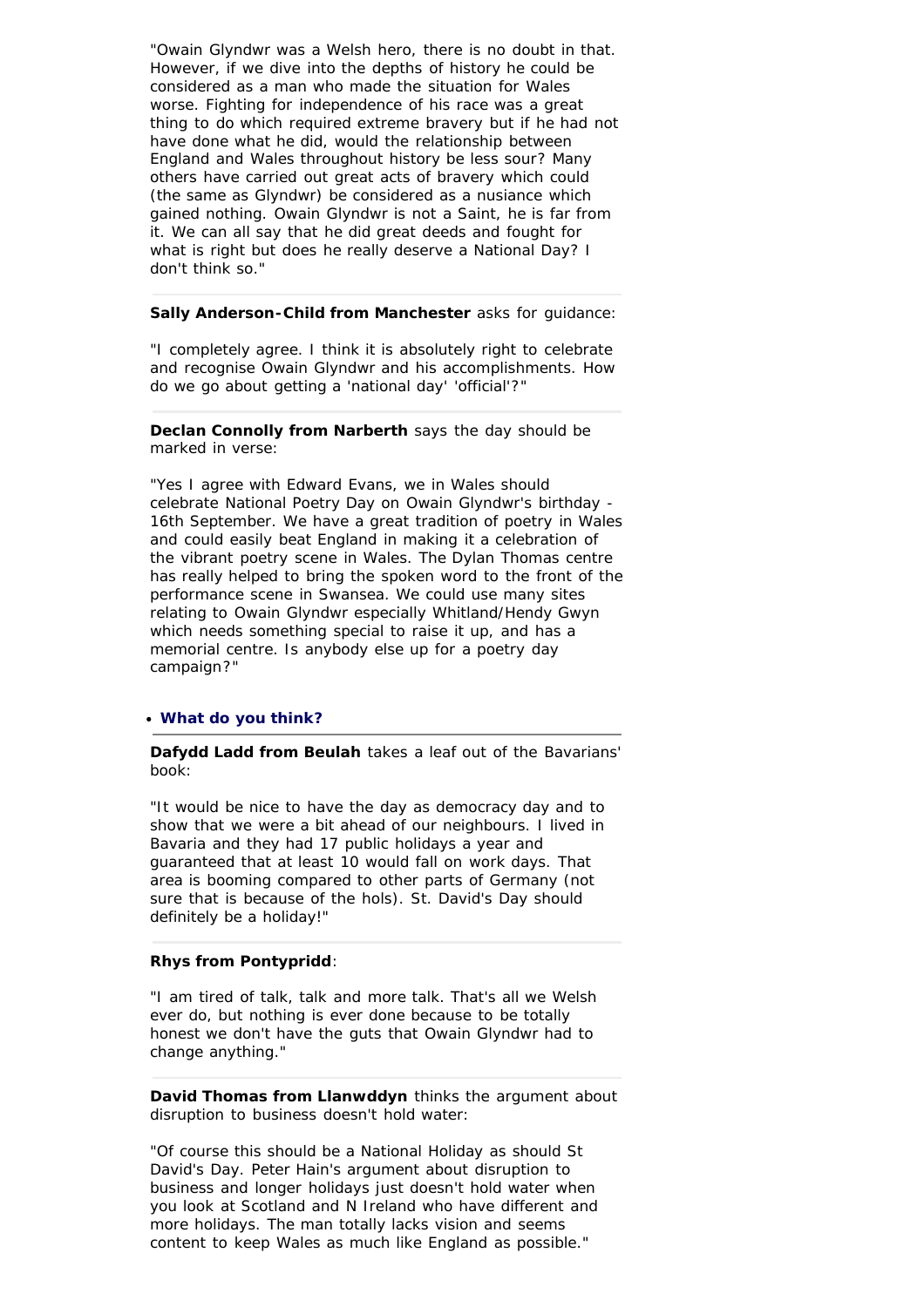"Owain Glyndwr was a Welsh hero, there is no doubt in that. However, if we dive into the depths of history he could be considered as a man who made the situation for Wales worse. Fighting for independence of his race was a great thing to do which required extreme bravery but if he had not have done what he did, would the relationship between England and Wales throughout history be less sour? Many others have carried out great acts of bravery which could (the same as Glyndwr) be considered as a nusiance which gained nothing. Owain Glyndwr is not a Saint, he is far from it. We can all say that he did great deeds and fought for what is right but does he really deserve a National Day? I don't think so."

---

**Sally Anderson-Child from Manchester** asks for guidance:

"I completely agree. I think it is absolutely right to celebrate and recognise Owain Glyndwr and his accomplishments. How do we go about getting a 'national day' 'official'?"

---

**Declan Connolly from Narberth** says the day should be marked in verse:

"Yes I agree with Edward Evans, we in Wales should celebrate National Poetry Day on Owain Glyndwr's birthday - 16th September. We have a great tradition of poetry in Wales and could easily beat England in making it a celebration of the vibrant poetry scene in Wales. The Dylan Thomas centre has really helped to bring the spoken word to the front of the performance scene in Swansea. We could use many sites relating to Owain Glyndwr especially Whitland/Hendy Gwyn which needs something special to raise it up, and has a memorial centre. Is anybody else up for a poetry day campaign?"

- **What do you think?**

---

**Dafydd Ladd from Beulah** takes a leaf out of the Bavarians' book:

"It would be nice to have the day as democracy day and to show that we were a bit ahead of our neighbours. I lived in Bavaria and they had 17 public holidays a year and guaranteed that at least 10 would fall on work days. That area is booming compared to other parts of Germany (not sure that is because of the hols). St. David's Day should definitely be a holiday!"

---

**Rhys from Pontypridd**:

"I am tired of talk, talk and more talk. That's all we Welsh ever do, but nothing is ever done because to be totally honest we don't have the guts that Owain Glyndwr had to change anything."

---

**David Thomas from Llanwddyn** thinks the argument about disruption to business doesn't hold water:

"Of course this should be a National Holiday as should St David's Day. Peter Hain's argument about disruption to business and longer holidays just doesn't hold water when you look at Scotland and N Ireland who have different and more holidays. The man totally lacks vision and seems content to keep Wales as much like England as possible."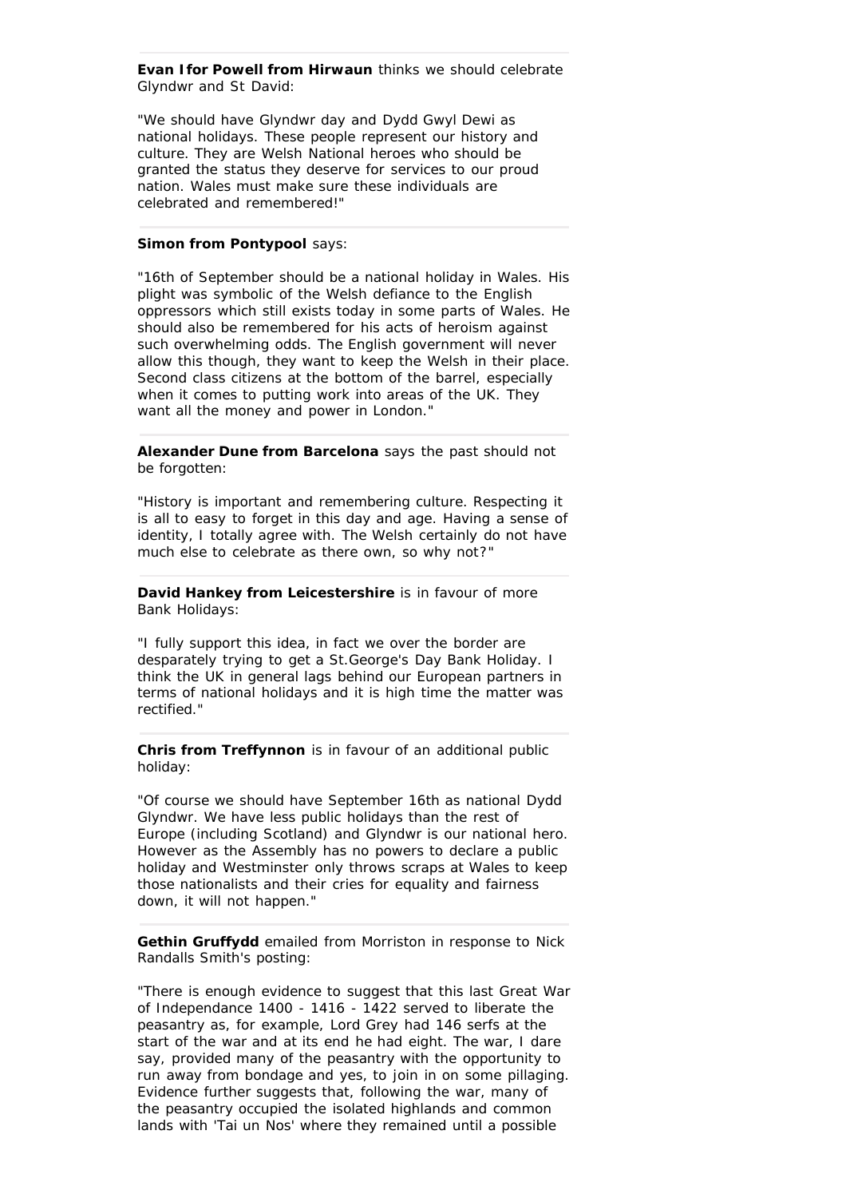**Evan Ifor Powell from Hirwaun** thinks we should celebrate Glyndwr and St David:

"We should have Glyndwr day and Dydd Gwyl Dewi as national holidays. These people represent our history and culture. They are Welsh National heroes who should be granted the status they deserve for services to our proud nation. Wales must make sure these individuals are celebrated and remembered!"

---

**Simon from Pontypool** says:

"16th of September should be a national holiday in Wales. His plight was symbolic of the Welsh defiance to the English oppressors which still exists today in some parts of Wales. He should also be remembered for his acts of heroism against such overwhelming odds. The English government will never allow this though, they want to keep the Welsh in their place. Second class citizens at the bottom of the barrel, especially when it comes to putting work into areas of the UK. They want all the money and power in London."

---

**Alexander Dune from Barcelona** says the past should not be forgotten:

"History is important and remembering culture. Respecting it is all to easy to forget in this day and age. Having a sense of identity, I totally agree with. The Welsh certainly do not have much else to celebrate as there own, so why not?"

---

**David Hankey from Leicestershire** is in favour of more Bank Holidays:

"I fully support this idea, in fact we over the border are desparately trying to get a St.George's Day Bank Holiday. I think the UK in general lags behind our European partners in terms of national holidays and it is high time the matter was rectified."

---

**Chris from Treffynnon** is in favour of an additional public holiday:

"Of course we should have September 16th as national Dydd Glyndwr. We have less public holidays than the rest of Europe (including Scotland) and Glyndwr is our national hero. However as the Assembly has no powers to declare a public holiday and Westminster only throws scraps at Wales to keep those nationalists and their cries for equality and fairness down, it will not happen."

---

**Gethin Gruffydd** emailed from Morriston in response to Nick Randalls Smith's posting:

"There is enough evidence to suggest that this last Great War of Independance 1400 - 1416 - 1422 served to liberate the peasantry as, for example, Lord Grey had 146 serfs at the start of the war and at its end he had eight. The war, I dare say, provided many of the peasantry with the opportunity to run away from bondage and yes, to join in on some pillaging. Evidence further suggests that, following the war, many of the peasantry occupied the isolated highlands and common lands with 'Tai un Nos' where they remained until a possible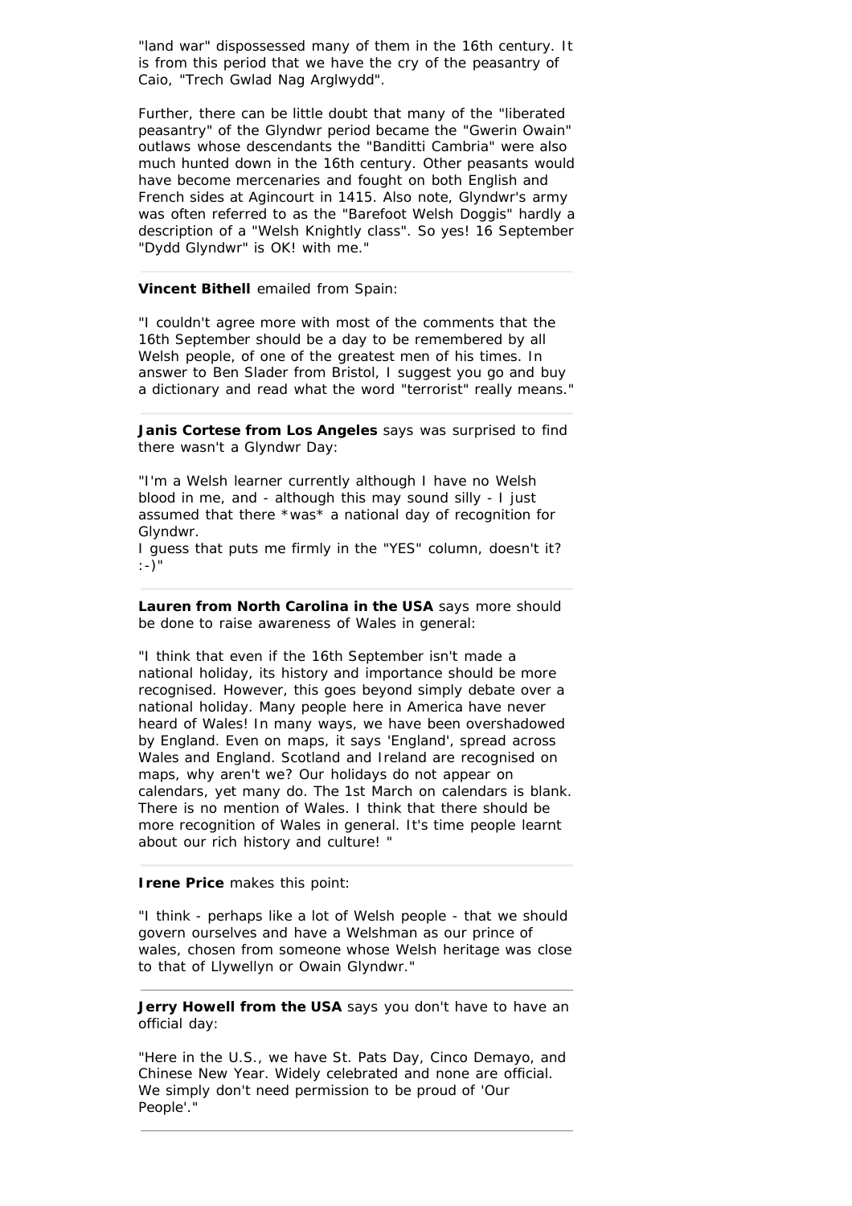"land war" dispossessed many of them in the 16th century. It is from this period that we have the cry of the peasantry of Caio, "Trech Gwlad Nag Arglwydd".

Further, there can be little doubt that many of the "liberated peasantry" of the Glyndwr period became the "Gwerin Owain" outlaws whose descendants the "Banditti Cambria" were also much hunted down in the 16th century. Other peasants would have become mercenaries and fought on both English and French sides at Agincourt in 1415. Also note, Glyndwr's army was often referred to as the "Barefoot Welsh Doggis" hardly a description of a "Welsh Knightly class". So yes! 16 September "Dydd Glyndwr" is OK! with me."

---

**Vincent Bithell** emailed from Spain:

"I couldn't agree more with most of the comments that the 16th September should be a day to be remembered by all Welsh people, of one of the greatest men of his times. In answer to Ben Slader from Bristol, I suggest you go and buy a dictionary and read what the word "terrorist" really means."

---

**Janis Cortese from Los Angeles** says was surprised to find there wasn't a Glyndwr Day:

"I'm a Welsh learner currently although I have no Welsh blood in me, and - although this may sound silly - I just assumed that there *was* a national day of recognition for Glyndwr.
I guess that puts me firmly in the "YES" column, doesn't it? :-)"

---

**Lauren from North Carolina in the USA** says more should be done to raise awareness of Wales in general:

"I think that even if the 16th September isn't made a national holiday, its history and importance should be more recognised. However, this goes beyond simply debate over a national holiday. Many people here in America have never heard of Wales! In many ways, we have been overshadowed by England. Even on maps, it says 'England', spread across Wales and England. Scotland and Ireland are recognised on maps, why aren't we? Our holidays do not appear on calendars, yet many do. The 1st March on calendars is blank. There is no mention of Wales. I think that there should be more recognition of Wales in general. It's time people learnt about our rich history and culture! "

---

**Irene Price** makes this point:

"I think - perhaps like a lot of Welsh people - that we should govern ourselves and have a Welshman as our prince of wales, chosen from someone whose Welsh heritage was close to that of Llywellyn or Owain Glyndwr."

---

**Jerry Howell from the USA** says you don't have to have an official day:

"Here in the U.S., we have St. Pats Day, Cinco Demayo, and Chinese New Year. Widely celebrated and none are official. We simply don't need permission to be proud of 'Our People'."

---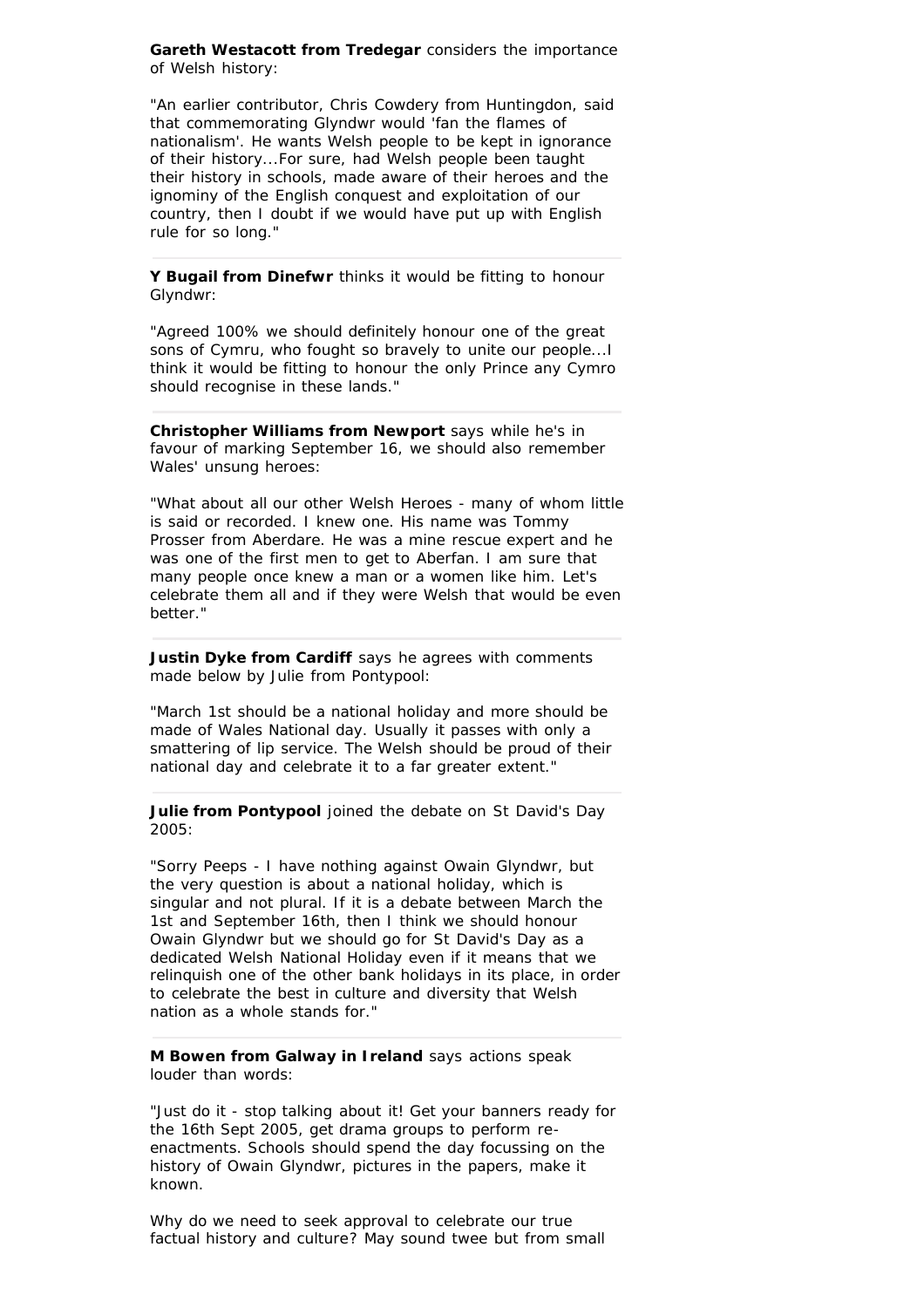**Gareth Westacott from Tredegar** considers the importance of Welsh history:

"An earlier contributor, Chris Cowdery from Huntingdon, said that commemorating Glyndwr would 'fan the flames of nationalism'. He wants Welsh people to be kept in ignorance of their history...For sure, had Welsh people been taught their history in schools, made aware of their heroes and the ignominy of the English conquest and exploitation of our country, then I doubt if we would have put up with English rule for so long."

---

**Y Bugail from Dinefwr** thinks it would be fitting to honour Glyndwr:

"Agreed 100% we should definitely honour one of the great sons of Cymru, who fought so bravely to unite our people...I think it would be fitting to honour the only Prince any Cymro should recognise in these lands."

---

**Christopher Williams from Newport** says while he's in favour of marking September 16, we should also remember Wales' unsung heroes:

"What about all our other Welsh Heroes - many of whom little is said or recorded. I knew one. His name was Tommy Prosser from Aberdare. He was a mine rescue expert and he was one of the first men to get to Aberfan. I am sure that many people once knew a man or a women like him. Let's celebrate them all and if they were Welsh that would be even better."

---

**Justin Dyke from Cardiff** says he agrees with comments made below by Julie from Pontypool:

"March 1st should be a national holiday and more should be made of Wales National day. Usually it passes with only a smattering of lip service. The Welsh should be proud of their national day and celebrate it to a far greater extent."

---

**Julie from Pontypool** joined the debate on St David's Day 2005:

"Sorry Peeps - I have nothing against Owain Glyndwr, but the very question is about a national holiday, which is singular and not plural. If it is a debate between March the 1st and September 16th, then I think we should honour Owain Glyndwr but we should go for St David's Day as a dedicated Welsh National Holiday even if it means that we relinquish one of the other bank holidays in its place, in order to celebrate the best in culture and diversity that Welsh nation as a whole stands for."

---

**M Bowen from Galway in Ireland** says actions speak louder than words:

"Just do it - stop talking about it! Get your banners ready for the 16th Sept 2005, get drama groups to perform re-enactments. Schools should spend the day focussing on the history of Owain Glyndwr, pictures in the papers, make it known.

Why do we need to seek approval to celebrate our true factual history and culture? May sound twee but from small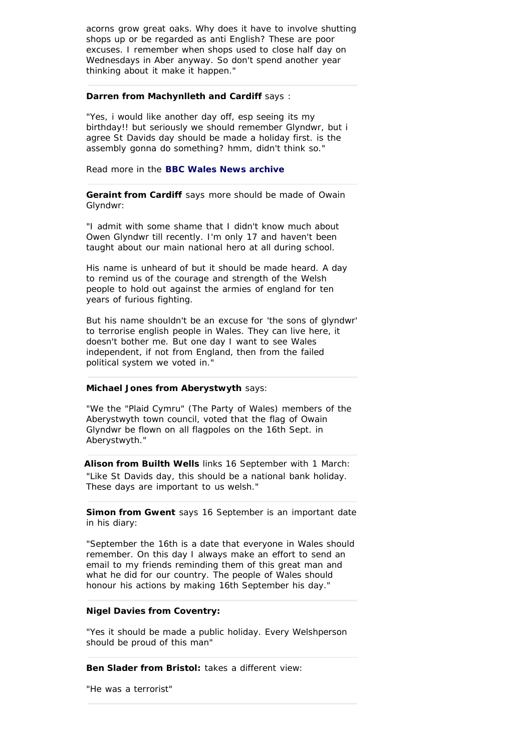acorns grow great oaks. Why does it have to involve shutting shops up or be regarded as anti English? These are poor excuses. I remember when shops used to close half day on Wednesdays in Aber anyway. So don't spend another year thinking about it make it happen."

---

**Darren from Machynlleth and Cardiff** says :

"Yes, i would like another day off, esp seeing its my birthday!! but seriously we should remember Glyndwr, but i agree St Davids day should be made a holiday first. is the assembly gonna do something? hmm, didn't think so."

Read more in the **BBC Wales News archive**

---

**Geraint from Cardiff** says more should be made of Owain Glyndwr:

"I admit with some shame that I didn't know much about Owen Glyndwr till recently. I'm only 17 and haven't been taught about our main national hero at all during school.

His name is unheard of but it should be made heard. A day to remind us of the courage and strength of the Welsh people to hold out against the armies of england for ten years of furious fighting.

But his name shouldn't be an excuse for 'the sons of glyndwr' to terrorise english people in Wales. They can live here, it doesn't bother me. But one day I want to see Wales independent, if not from England, then from the failed political system we voted in."

---

**Michael Jones from Aberystwyth** says:

"We the "Plaid Cymru" (The Party of Wales) members of the Aberystwyth town council, voted that the flag of Owain Glyndwr be flown on all flagpoles on the 16th Sept. in Aberystwyth."

---

**Alison from Builth Wells** links 16 September with 1 March:

"Like St Davids day, this should be a national bank holiday. These days are important to us welsh."

---

**Simon from Gwent** says 16 September is an important date in his diary:

"September the 16th is a date that everyone in Wales should remember. On this day I always make an effort to send an email to my friends reminding them of this great man and what he did for our country. The people of Wales should honour his actions by making 16th September his day."

---

**Nigel Davies from Coventry:**

"Yes it should be made a public holiday. Every Welshperson should be proud of this man"

---

**Ben Slader from Bristol:** takes a different view:

"He was a terrorist"

---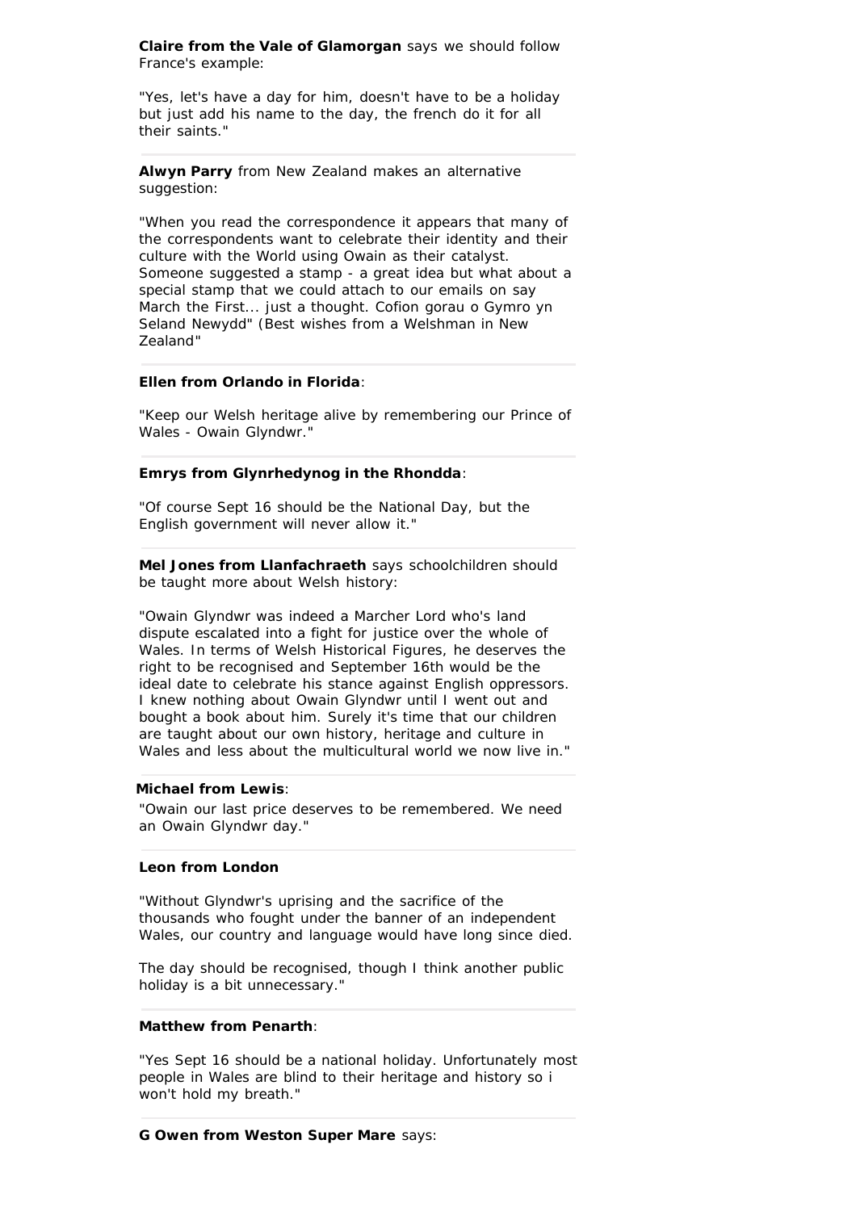**Claire from the Vale of Glamorgan** says we should follow France's example:

"Yes, let's have a day for him, doesn't have to be a holiday but just add his name to the day, the french do it for all their saints."

---

**Alwyn Parry** from New Zealand makes an alternative suggestion:

"When you read the correspondence it appears that many of the correspondents want to celebrate their identity and their culture with the World using Owain as their catalyst. Someone suggested a stamp - a great idea but what about a special stamp that we could attach to our emails on say March the First... just a thought. Cofion gorau o Gymro yn Seland Newydd" (Best wishes from a Welshman in New Zealand"

---

**Ellen from Orlando in Florida**:

"Keep our Welsh heritage alive by remembering our Prince of Wales - Owain Glyndwr."

---

**Emrys from Glynrhedynog in the Rhondda**:

"Of course Sept 16 should be the National Day, but the English government will never allow it."

---

**Mel Jones from Llanfachraeth** says schoolchildren should be taught more about Welsh history:

"Owain Glyndwr was indeed a Marcher Lord who's land dispute escalated into a fight for justice over the whole of Wales. In terms of Welsh Historical Figures, he deserves the right to be recognised and September 16th would be the ideal date to celebrate his stance against English oppressors. I knew nothing about Owain Glyndwr until I went out and bought a book about him. Surely it's time that our children are taught about our own history, heritage and culture in Wales and less about the multicultural world we now live in."

---

**Michael from Lewis**:

"Owain our last price deserves to be remembered. We need an Owain Glyndwr day."

---

**Leon from London**

"Without Glyndwr's uprising and the sacrifice of the thousands who fought under the banner of an independent Wales, our country and language would have long since died.

The day should be recognised, though I think another public holiday is a bit unnecessary."

---

**Matthew from Penarth**:

"Yes Sept 16 should be a national holiday. Unfortunately most people in Wales are blind to their heritage and history so i won't hold my breath."

---

**G Owen from Weston Super Mare** says: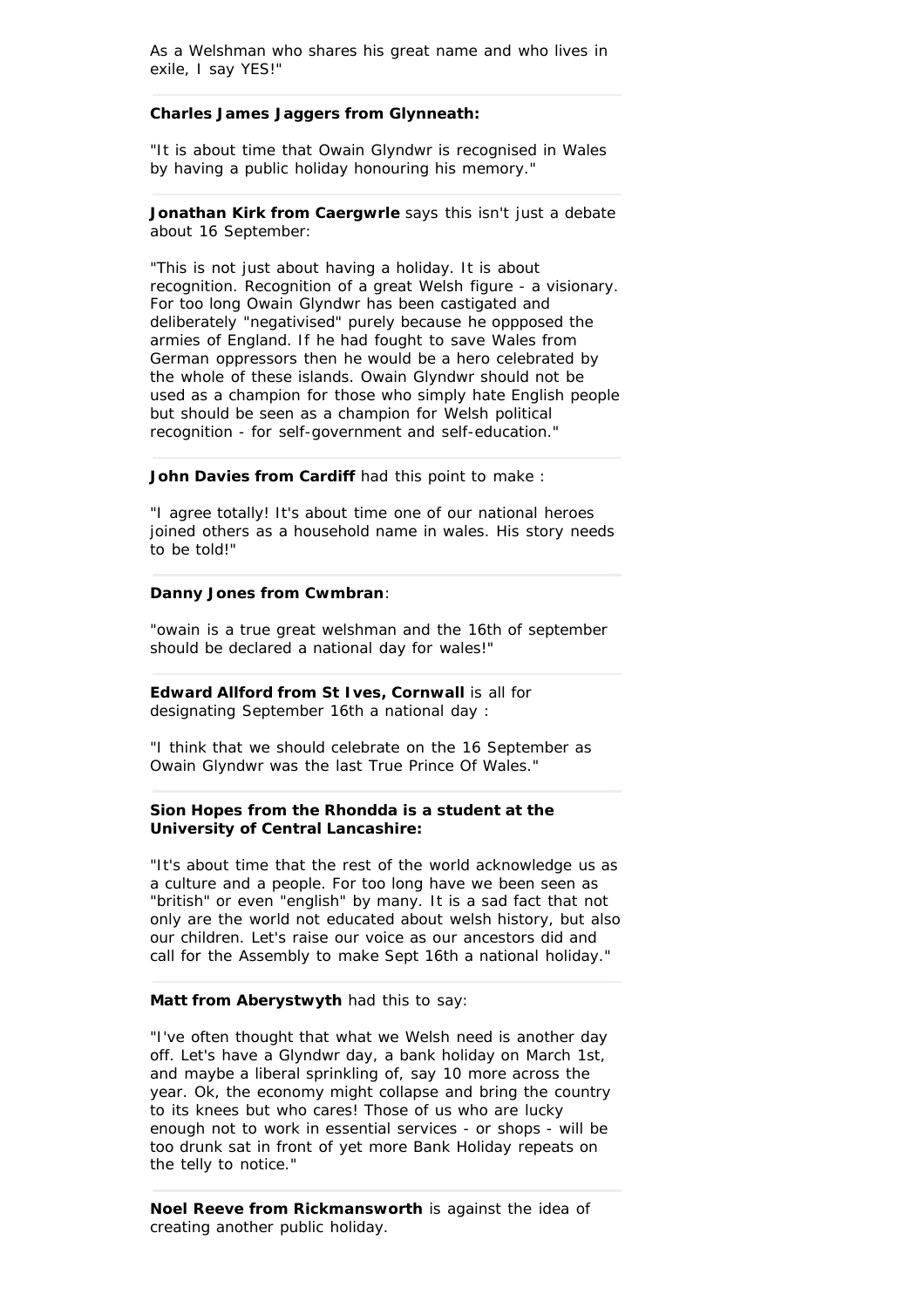As a Welshman who shares his great name and who lives in exile, I say YES!"

---

**Charles James Jaggers from Glynneath:**

"It is about time that Owain Glyndwr is recognised in Wales by having a public holiday honouring his memory."

---

**Jonathan Kirk from Caergwrle** says this isn't just a debate about 16 September:

"This is not just about having a holiday. It is about recognition. Recognition of a great Welsh figure - a visionary. For too long Owain Glyndwr has been castigated and deliberately "negativised" purely because he oppposed the armies of England. If he had fought to save Wales from German oppressors then he would be a hero celebrated by the whole of these islands. Owain Glyndwr should not be used as a champion for those who simply hate English people but should be seen as a champion for Welsh political recognition - for self-government and self-education."

---

**John Davies from Cardiff** had this point to make :

"I agree totally! It's about time one of our national heroes joined others as a household name in wales. His story needs to be told!"

---

**Danny Jones from Cwmbran**:

"owain is a true great welshman and the 16th of september should be declared a national day for wales!"

---

**Edward Allford from St Ives, Cornwall** is all for designating September 16th a national day :

"I think that we should celebrate on the 16 September as Owain Glyndwr was the last True Prince Of Wales."

---

**Sion Hopes from the Rhondda is a student at the University of Central Lancashire:**

"It's about time that the rest of the world acknowledge us as a culture and a people. For too long have we been seen as "british" or even "english" by many. It is a sad fact that not only are the world not educated about welsh history, but also our children. Let's raise our voice as our ancestors did and call for the Assembly to make Sept 16th a national holiday."

---

**Matt from Aberystwyth** had this to say:

"I've often thought that what we Welsh need is another day off. Let's have a Glyndwr day, a bank holiday on March 1st, and maybe a liberal sprinkling of, say 10 more across the year. Ok, the economy might collapse and bring the country to its knees but who cares! Those of us who are lucky enough not to work in essential services - or shops - will be too drunk sat in front of yet more Bank Holiday repeats on the telly to notice."

---

**Noel Reeve from Rickmansworth** is against the idea of creating another public holiday.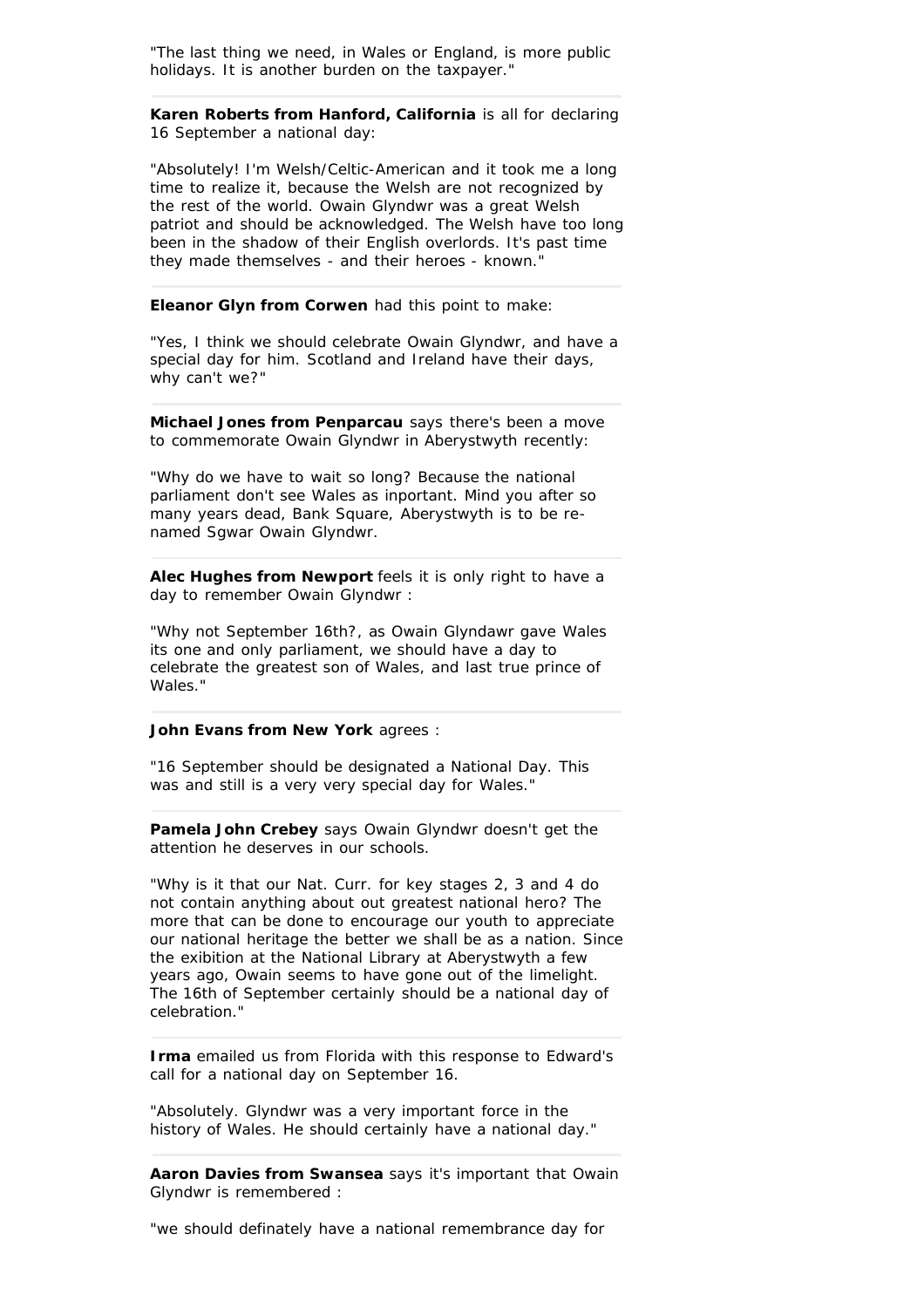"The last thing we need, in Wales or England, is more public holidays. It is another burden on the taxpayer."

---

**Karen Roberts from Hanford, California** is all for declaring 16 September a national day:

"Absolutely! I'm Welsh/Celtic-American and it took me a long time to realize it, because the Welsh are not recognized by the rest of the world. Owain Glyndwr was a great Welsh patriot and should be acknowledged. The Welsh have too long been in the shadow of their English overlords. It's past time they made themselves - and their heroes - known."

---

**Eleanor Glyn from Corwen** had this point to make:

"Yes, I think we should celebrate Owain Glyndwr, and have a special day for him. Scotland and Ireland have their days, why can't we?"

---

**Michael Jones from Penparcau** says there's been a move to commemorate Owain Glyndwr in Aberystwyth recently:

"Why do we have to wait so long? Because the national parliament don't see Wales as inportant. Mind you after so many years dead, Bank Square, Aberystwyth is to be re-named Sgwar Owain Glyndwr.

---

**Alec Hughes from Newport** feels it is only right to have a day to remember Owain Glyndwr :

"Why not September 16th?, as Owain Glyndawr gave Wales its one and only parliament, we should have a day to celebrate the greatest son of Wales, and last true prince of Wales."

---

**John Evans from New York** agrees :

"16 September should be designated a National Day. This was and still is a very very special day for Wales."

---

**Pamela John Crebey** says Owain Glyndwr doesn't get the attention he deserves in our schools.

"Why is it that our Nat. Curr. for key stages 2, 3 and 4 do not contain anything about out greatest national hero? The more that can be done to encourage our youth to appreciate our national heritage the better we shall be as a nation. Since the exibition at the National Library at Aberystwyth a few years ago, Owain seems to have gone out of the limelight. The 16th of September certainly should be a national day of celebration."

---

**Irma** emailed us from Florida with this response to Edward's call for a national day on September 16.

"Absolutely. Glyndwr was a very important force in the history of Wales. He should certainly have a national day."

---

**Aaron Davies from Swansea** says it's important that Owain Glyndwr is remembered :

"we should definately have a national remembrance day for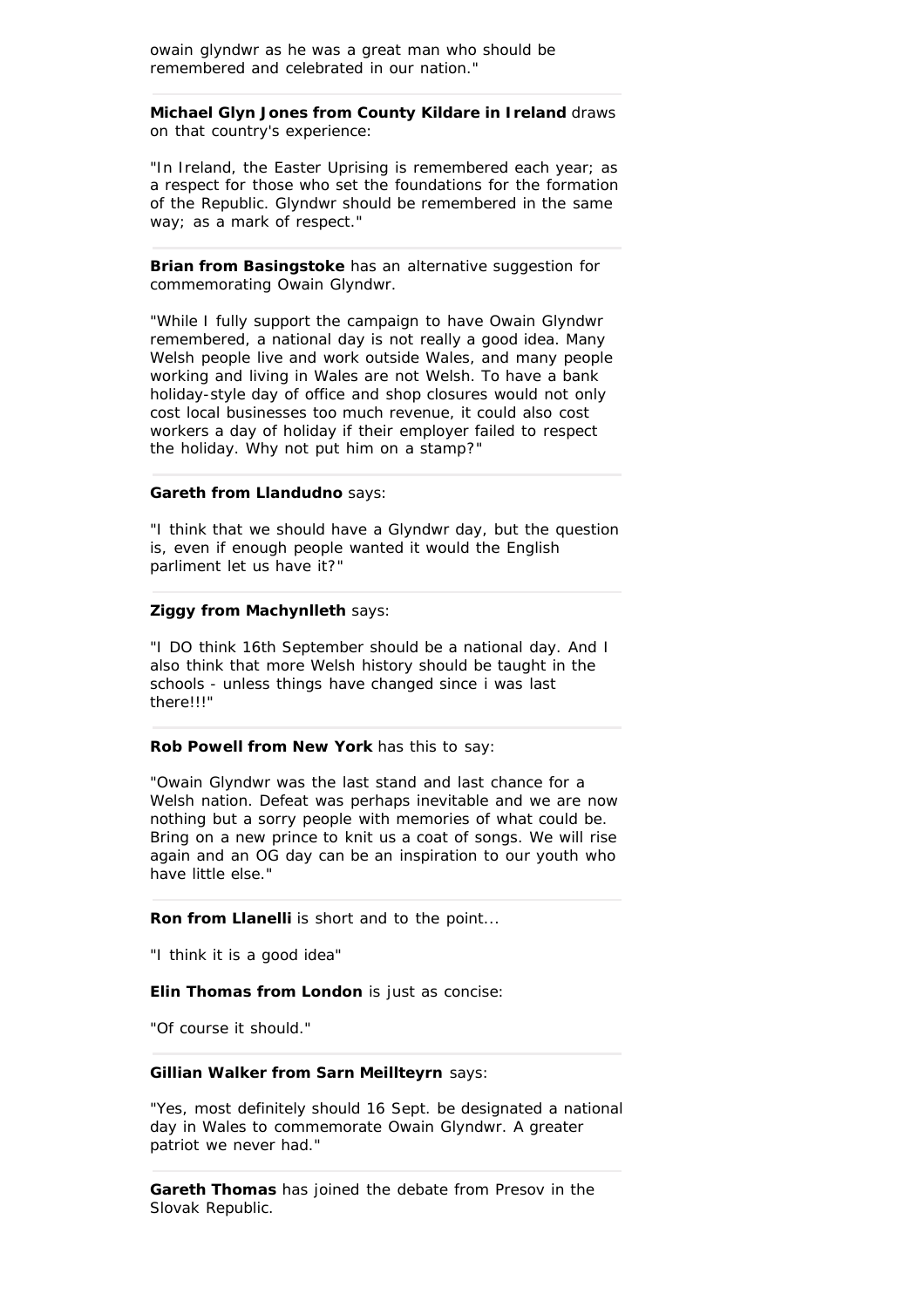owain glyndwr as he was a great man who should be remembered and celebrated in our nation."

---

**Michael Glyn Jones from County Kildare in Ireland** draws on that country's experience:

"In Ireland, the Easter Uprising is remembered each year; as a respect for those who set the foundations for the formation of the Republic. Glyndwr should be remembered in the same way; as a mark of respect."

---

**Brian from Basingstoke** has an alternative suggestion for commemorating Owain Glyndwr.

"While I fully support the campaign to have Owain Glyndwr remembered, a national day is not really a good idea. Many Welsh people live and work outside Wales, and many people working and living in Wales are not Welsh. To have a bank holiday-style day of office and shop closures would not only cost local businesses too much revenue, it could also cost workers a day of holiday if their employer failed to respect the holiday. Why not put him on a stamp?"

---

**Gareth from Llandudno** says:

"I think that we should have a Glyndwr day, but the question is, even if enough people wanted it would the English parliment let us have it?"

---

**Ziggy from Machynlleth** says:

"I DO think 16th September should be a national day. And I also think that more Welsh history should be taught in the schools - unless things have changed since i was last there!!!"

---

**Rob Powell from New York** has this to say:

"Owain Glyndwr was the last stand and last chance for a Welsh nation. Defeat was perhaps inevitable and we are now nothing but a sorry people with memories of what could be. Bring on a new prince to knit us a coat of songs. We will rise again and an OG day can be an inspiration to our youth who have little else."

---

**Ron from Llanelli** is short and to the point...

"I think it is a good idea"

**Elin Thomas from London** is just as concise:

"Of course it should."

---

**Gillian Walker from Sarn Meillteyrn** says:

"Yes, most definitely should 16 Sept. be designated a national day in Wales to commemorate Owain Glyndwr. A greater patriot we never had."

---

**Gareth Thomas** has joined the debate from Presov in the Slovak Republic.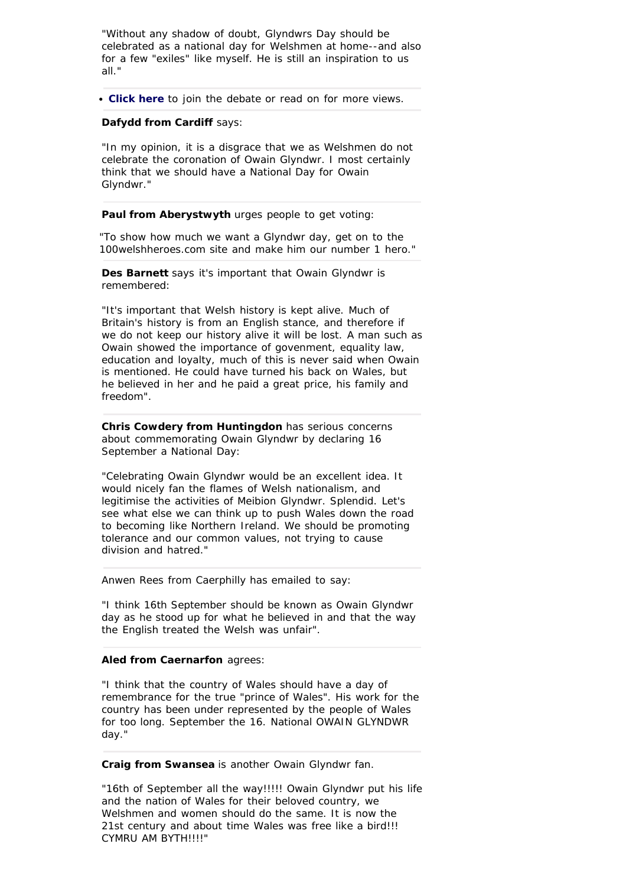"Without any shadow of doubt, Glyndwrs Day should be celebrated as a national day for Welshmen at home--and also for a few "exiles" like myself. He is still an inspiration to us all."

- **Click here** to join the debate or read on for more views.

**Dafydd from Cardiff** says:

"In my opinion, it is a disgrace that we as Welshmen do not celebrate the coronation of Owain Glyndwr. I most certainly think that we should have a National Day for Owain Glyndwr."

**Paul from Aberystwyth** urges people to get voting:

"To show how much we want a Glyndwr day, get on to the 100welshheroes.com site and make him our number 1 hero."

**Des Barnett** says it's important that Owain Glyndwr is remembered:

"It's important that Welsh history is kept alive. Much of Britain's history is from an English stance, and therefore if we do not keep our history alive it will be lost. A man such as Owain showed the importance of govenment, equality law, education and loyalty, much of this is never said when Owain is mentioned. He could have turned his back on Wales, but he believed in her and he paid a great price, his family and freedom".

**Chris Cowdery from Huntingdon** has serious concerns about commemorating Owain Glyndwr by declaring 16 September a National Day:

"Celebrating Owain Glyndwr would be an excellent idea. It would nicely fan the flames of Welsh nationalism, and legitimise the activities of Meibion Glyndwr. Splendid. Let's see what else we can think up to push Wales down the road to becoming like Northern Ireland. We should be promoting tolerance and our common values, not trying to cause division and hatred."

Anwen Rees from Caerphilly has emailed to say:

"I think 16th September should be known as Owain Glyndwr day as he stood up for what he believed in and that the way the English treated the Welsh was unfair".

**Aled from Caernarfon** agrees:

"I think that the country of Wales should have a day of remembrance for the true "prince of Wales". His work for the country has been under represented by the people of Wales for too long. September the 16. National OWAIN GLYNDWR day."

**Craig from Swansea** is another Owain Glyndwr fan.

"16th of September all the way!!!!! Owain Glyndwr put his life and the nation of Wales for their beloved country, we Welshmen and women should do the same. It is now the 21st century and about time Wales was free like a bird!!! CYMRU AM BYTH!!!!"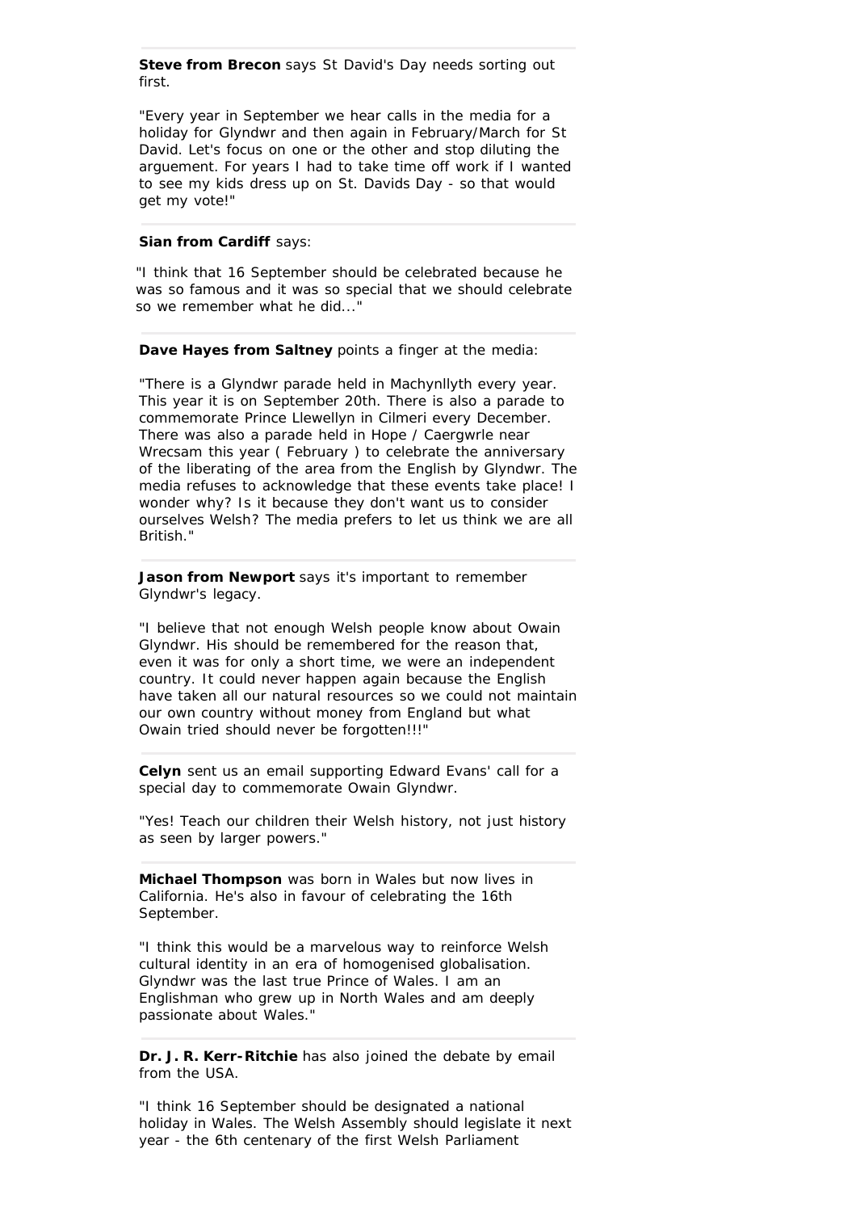---

**Steve from Brecon** says St David's Day needs sorting out first.

"Every year in September we hear calls in the media for a holiday for Glyndwr and then again in February/March for St David. Let's focus on one or the other and stop diluting the arguement. For years I had to take time off work if I wanted to see my kids dress up on St. Davids Day - so that would get my vote!"

---

**Sian from Cardiff** says:

"I think that 16 September should be celebrated because he was so famous and it was so special that we should celebrate so we remember what he did..."

---

**Dave Hayes from Saltney** points a finger at the media:

"There is a Glyndwr parade held in Machynllyth every year. This year it is on September 20th. There is also a parade to commemorate Prince Llewellyn in Cilmeri every December. There was also a parade held in Hope / Caergwrle near Wrecsam this year ( February ) to celebrate the anniversary of the liberating of the area from the English by Glyndwr. The media refuses to acknowledge that these events take place! I wonder why? Is it because they don't want us to consider ourselves Welsh? The media prefers to let us think we are all British."

---

**Jason from Newport** says it's important to remember Glyndwr's legacy.

"I believe that not enough Welsh people know about Owain Glyndwr. His should be remembered for the reason that, even it was for only a short time, we were an independent country. It could never happen again because the English have taken all our natural resources so we could not maintain our own country without money from England but what Owain tried should never be forgotten!!!"

---

**Celyn** sent us an email supporting Edward Evans' call for a special day to commemorate Owain Glyndwr.

"Yes! Teach our children their Welsh history, not just history as seen by larger powers."

---

**Michael Thompson** was born in Wales but now lives in California. He's also in favour of celebrating the 16th September.

"I think this would be a marvelous way to reinforce Welsh cultural identity in an era of homogenised globalisation. Glyndwr was the last true Prince of Wales. I am an Englishman who grew up in North Wales and am deeply passionate about Wales."

---

**Dr. J. R. Kerr-Ritchie** has also joined the debate by email from the USA.

"I think 16 September should be designated a national holiday in Wales. The Welsh Assembly should legislate it next year - the 6th centenary of the first Welsh Parliament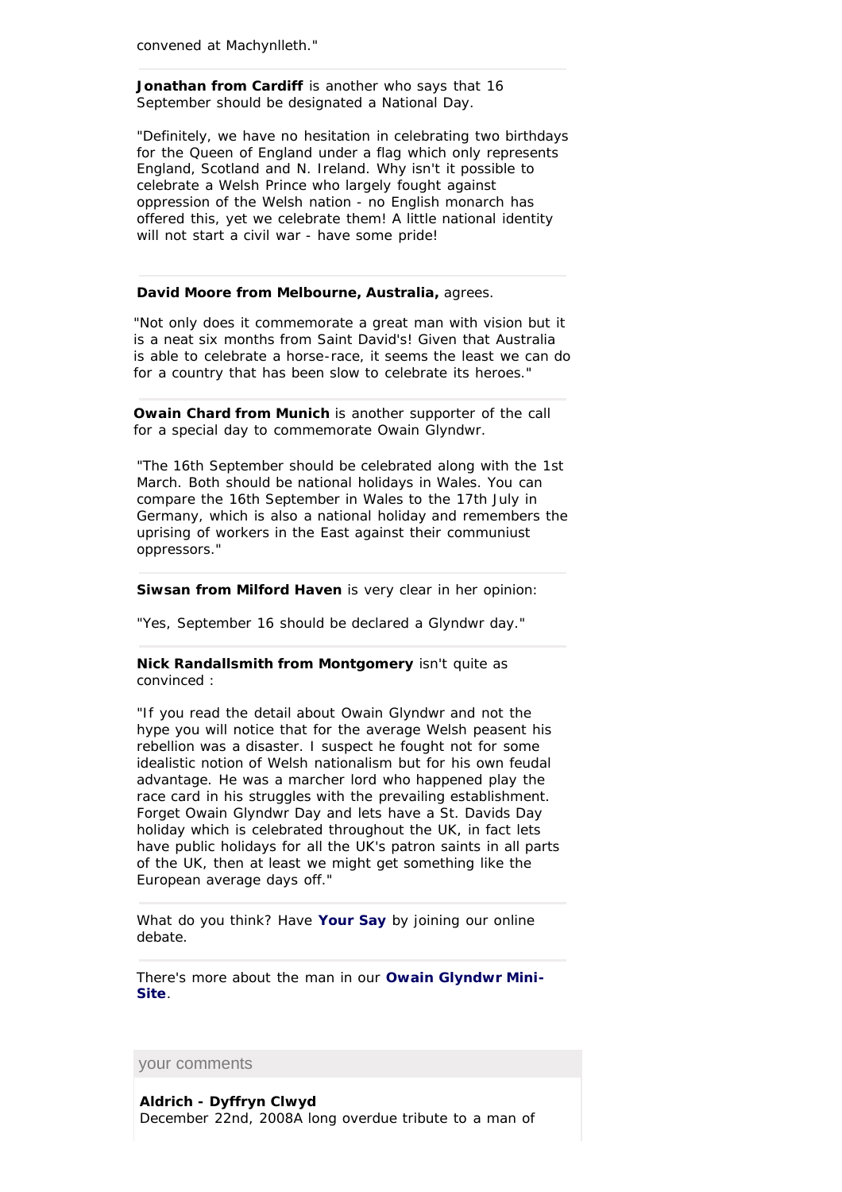convened at Machynlleth."

---

**Jonathan from Cardiff** is another who says that 16 September should be designated a National Day.

"Definitely, we have no hesitation in celebrating two birthdays for the Queen of England under a flag which only represents England, Scotland and N. Ireland. Why isn't it possible to celebrate a Welsh Prince who largely fought against oppression of the Welsh nation - no English monarch has offered this, yet we celebrate them! A little national identity will not start a civil war - have some pride!

---

**David Moore from Melbourne, Australia,** agrees.

"Not only does it commemorate a great man with vision but it is a neat six months from Saint David's! Given that Australia is able to celebrate a horse-race, it seems the least we can do for a country that has been slow to celebrate its heroes."

---

**Owain Chard from Munich** is another supporter of the call for a special day to commemorate Owain Glyndwr.

"The 16th September should be celebrated along with the 1st March. Both should be national holidays in Wales. You can compare the 16th September in Wales to the 17th July in Germany, which is also a national holiday and remembers the uprising of workers in the East against their communiust oppressors."

---

**Siwsan from Milford Haven** is very clear in her opinion:

"Yes, September 16 should be declared a Glyndwr day."

---

**Nick Randallsmith from Montgomery** isn't quite as convinced :

"If you read the detail about Owain Glyndwr and not the hype you will notice that for the average Welsh peasent his rebellion was a disaster. I suspect he fought not for some idealistic notion of Welsh nationalism but for his own feudal advantage. He was a marcher lord who happened play the race card in his struggles with the prevailing establishment. Forget Owain Glyndwr Day and lets have a St. Davids Day holiday which is celebrated throughout the UK, in fact lets have public holidays for all the UK's patron saints in all parts of the UK, then at least we might get something like the European average days off."

---

What do you think? Have **Your Say** by joining our online debate.

---

There's more about the man in our **Owain Glyndwr Mini-Site**.

## your comments

**Aldrich - Dyffryn Clwyd**
December 22nd, 2008A long overdue tribute to a man of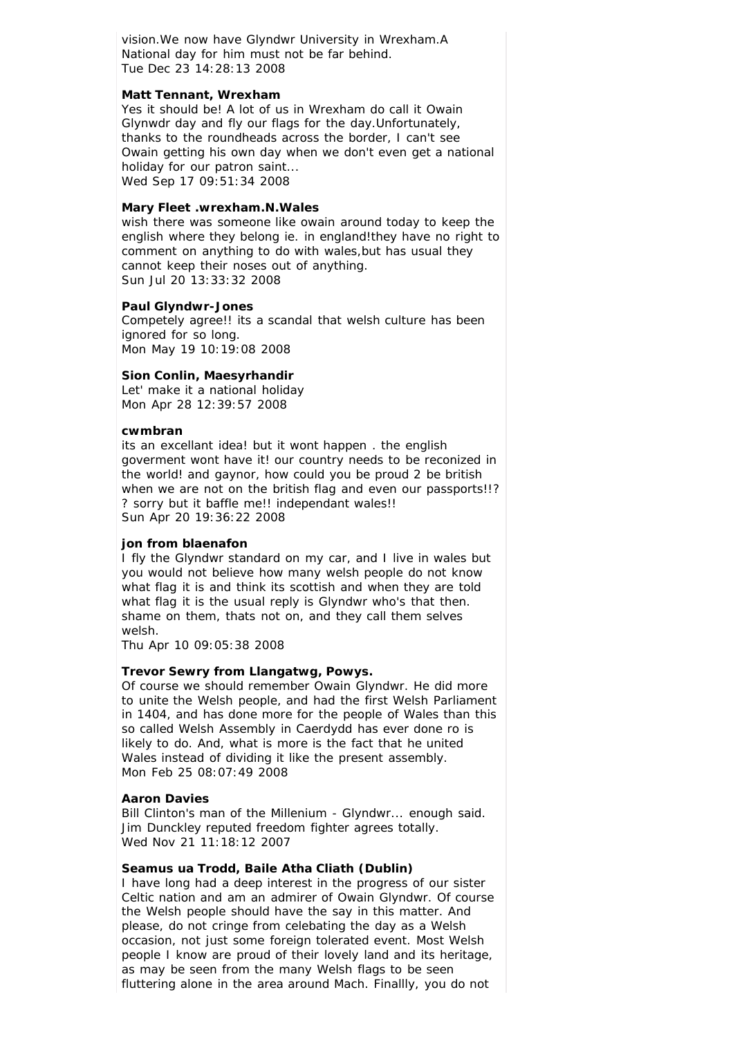vision.We now have Glyndwr University in Wrexham.A National day for him must not be far behind.
Tue Dec 23 14:28:13 2008

**Matt Tennant, Wrexham**
Yes it should be! A lot of us in Wrexham do call it Owain Glynwdr day and fly our flags for the day.Unfortunately, thanks to the roundheads across the border, I can't see Owain getting his own day when we don't even get a national holiday for our patron saint...
Wed Sep 17 09:51:34 2008

**Mary Fleet .wrexham.N.Wales**
wish there was someone like owain around today to keep the english where they belong ie. in england!they have no right to comment on anything to do with wales,but has usual they cannot keep their noses out of anything.
Sun Jul 20 13:33:32 2008

**Paul Glyndwr-Jones**
Competely agree!! its a scandal that welsh culture has been ignored for so long.
Mon May 19 10:19:08 2008

**Sion Conlin, Maesyrhandir**
Let' make it a national holiday
Mon Apr 28 12:39:57 2008

**cwmbran**
its an excellant idea! but it wont happen . the english goverment wont have it! our country needs to be reconized in the world! and gaynor, how could you be proud 2 be british when we are not on the british flag and even our passports!!? ? sorry but it baffle me!! independant wales!!
Sun Apr 20 19:36:22 2008

**jon from blaenafon**
I fly the Glyndwr standard on my car, and I live in wales but you would not believe how many welsh people do not know what flag it is and think its scottish and when they are told what flag it is the usual reply is Glyndwr who's that then. shame on them, thats not on, and they call them selves welsh.
Thu Apr 10 09:05:38 2008

**Trevor Sewry from Llangatwg, Powys.**
Of course we should remember Owain Glyndwr. He did more to unite the Welsh people, and had the first Welsh Parliament in 1404, and has done more for the people of Wales than this so called Welsh Assembly in Caerdydd has ever done ro is likely to do. And, what is more is the fact that he united Wales instead of dividing it like the present assembly.
Mon Feb 25 08:07:49 2008

**Aaron Davies**
Bill Clinton's man of the Millenium - Glyndwr... enough said. Jim Dunckley reputed freedom fighter agrees totally.
Wed Nov 21 11:18:12 2007

**Seamus ua Trodd, Baile Atha Cliath (Dublin)**
I have long had a deep interest in the progress of our sister Celtic nation and am an admirer of Owain Glyndwr. Of course the Welsh people should have the say in this matter. And please, do not cringe from celebating the day as a Welsh occasion, not just some foreign tolerated event. Most Welsh people I know are proud of their lovely land and its heritage, as may be seen from the many Welsh flags to be seen fluttering alone in the area around Mach. Finallly, you do not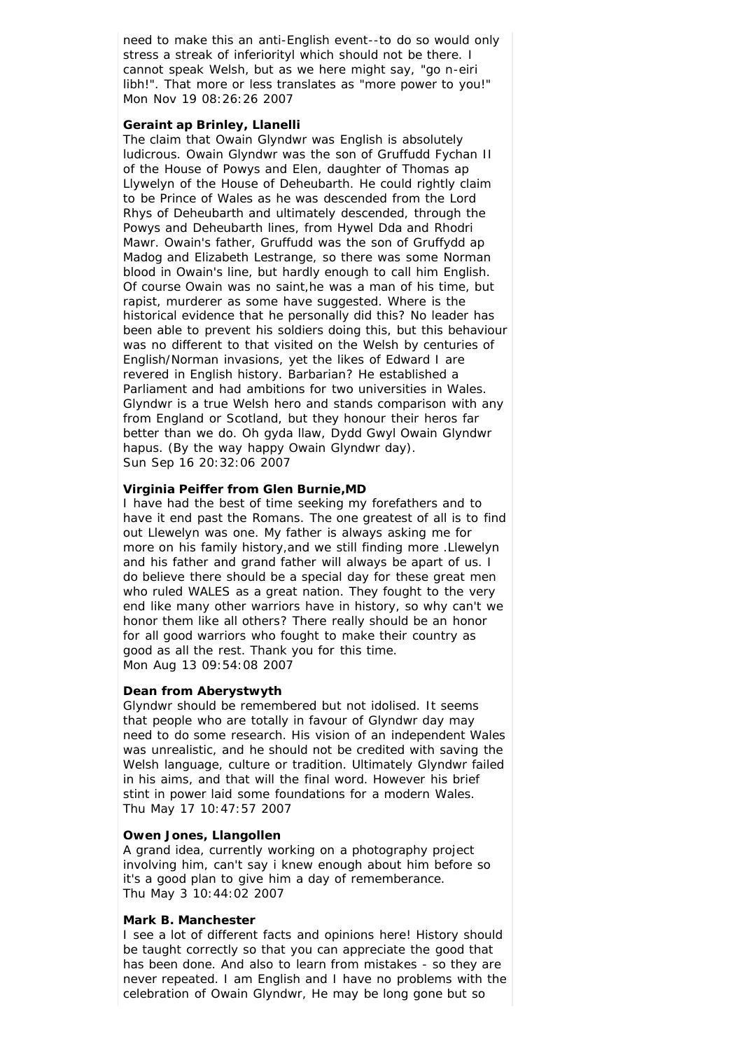need to make this an anti-English event--to do so would only stress a streak of inferiorityl which should not be there. I cannot speak Welsh, but as we here might say, "go n-eiri libh!". That more or less translates as "more power to you!"
Mon Nov 19 08:26:26 2007

**Geraint ap Brinley, Llanelli**

The claim that Owain Glyndwr was English is absolutely ludicrous. Owain Glyndwr was the son of Gruffudd Fychan II of the House of Powys and Elen, daughter of Thomas ap Llywelyn of the House of Deheubarth. He could rightly claim to be Prince of Wales as he was descended from the Lord Rhys of Deheubarth and ultimately descended, through the Powys and Deheubarth lines, from Hywel Dda and Rhodri Mawr. Owain's father, Gruffudd was the son of Gruffydd ap Madog and Elizabeth Lestrange, so there was some Norman blood in Owain's line, but hardly enough to call him English. Of course Owain was no saint,he was a man of his time, but rapist, murderer as some have suggested. Where is the historical evidence that he personally did this? No leader has been able to prevent his soldiers doing this, but this behaviour was no different to that visited on the Welsh by centuries of English/Norman invasions, yet the likes of Edward I are revered in English history. Barbarian? He established a Parliament and had ambitions for two universities in Wales. Glyndwr is a true Welsh hero and stands comparison with any from England or Scotland, but they honour their heros far better than we do. Oh gyda llaw, Dydd Gwyl Owain Glyndwr hapus. (By the way happy Owain Glyndwr day).
Sun Sep 16 20:32:06 2007

**Virginia Peiffer from Glen Burnie,MD**

I have had the best of time seeking my forefathers and to have it end past the Romans. The one greatest of all is to find out Llewelyn was one. My father is always asking me for more on his family history,and we still finding more .Llewelyn and his father and grand father will always be apart of us. I do believe there should be a special day for these great men who ruled WALES as a great nation. They fought to the very end like many other warriors have in history, so why can't we honor them like all others? There really should be an honor for all good warriors who fought to make their country as good as all the rest. Thank you for this time.
Mon Aug 13 09:54:08 2007

**Dean from Aberystwyth**

Glyndwr should be remembered but not idolised. It seems that people who are totally in favour of Glyndwr day may need to do some research. His vision of an independent Wales was unrealistic, and he should not be credited with saving the Welsh language, culture or tradition. Ultimately Glyndwr failed in his aims, and that will the final word. However his brief stint in power laid some foundations for a modern Wales.
Thu May 17 10:47:57 2007

**Owen Jones, Llangollen**

A grand idea, currently working on a photography project involving him, can't say i knew enough about him before so it's a good plan to give him a day of rememberance.
Thu May 3 10:44:02 2007

**Mark B. Manchester**

I see a lot of different facts and opinions here! History should be taught correctly so that you can appreciate the good that has been done. And also to learn from mistakes - so they are never repeated. I am English and I have no problems with the celebration of Owain Glyndwr, He may be long gone but so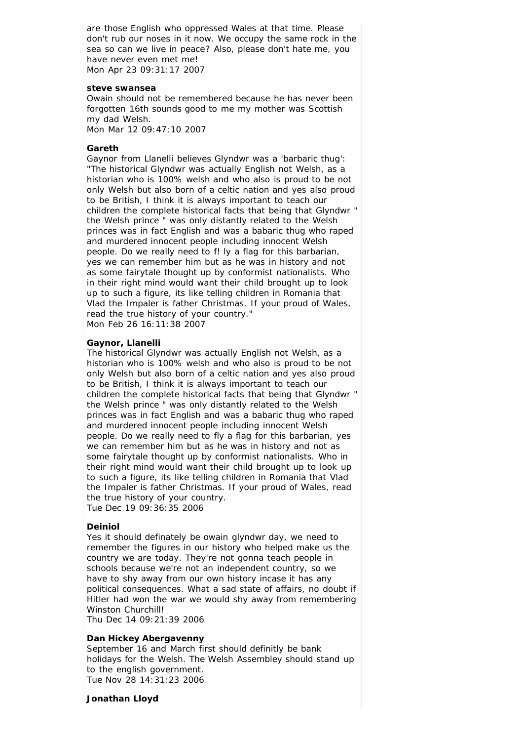are those English who oppressed Wales at that time. Please don't rub our noses in it now. We occupy the same rock in the sea so can we live in peace? Also, please don't hate me, you have never even met me!
Mon Apr 23 09:31:17 2007

**steve swansea**
Owain should not be remembered because he has never been forgotten 16th sounds good to me my mother was Scottish my dad Welsh.
Mon Mar 12 09:47:10 2007

**Gareth**
Gaynor from Llanelli believes Glyndwr was a 'barbaric thug': "The historical Glyndwr was actually English not Welsh, as a historian who is 100% welsh and who also is proud to be not only Welsh but also born of a celtic nation and yes also proud to be British, I think it is always important to teach our children the complete historical facts that being that Glyndwr " the Welsh prince " was only distantly related to the Welsh princes was in fact English and was a babaric thug who raped and murdered innocent people including innocent Welsh people. Do we really need to f! ly a flag for this barbarian, yes we can remember him but as he was in history and not as some fairytale thought up by conformist nationalists. Who in their right mind would want their child brought up to look up to such a figure, its like telling children in Romania that Vlad the Impaler is father Christmas. If your proud of Wales, read the true history of your country."
Mon Feb 26 16:11:38 2007

**Gaynor, Llanelli**
The historical Glyndwr was actually English not Welsh, as a historian who is 100% welsh and who also is proud to be not only Welsh but also born of a celtic nation and yes also proud to be British, I think it is always important to teach our children the complete historical facts that being that Glyndwr " the Welsh prince " was only distantly related to the Welsh princes was in fact English and was a babaric thug who raped and murdered innocent people including innocent Welsh people. Do we really need to fly a flag for this barbarian, yes we can remember him but as he was in history and not as some fairytale thought up by conformist nationalists. Who in their right mind would want their child brought up to look up to such a figure, its like telling children in Romania that Vlad the Impaler is father Christmas. If your proud of Wales, read the true history of your country.
Tue Dec 19 09:36:35 2006

**Deiniol**
Yes it should definately be owain glyndwr day, we need to remember the figures in our history who helped make us the country we are today. They're not gonna teach people in schools because we're not an independent country, so we have to shy away from our own history incase it has any political consequences. What a sad state of affairs, no doubt if Hitler had won the war we would shy away from remembering Winston Churchill!
Thu Dec 14 09:21:39 2006

**Dan Hickey Abergavenny**
September 16 and March first should definitly be bank holidays for the Welsh. The Welsh Assembley should stand up to the english government.
Tue Nov 28 14:31:23 2006

**Jonathan Lloyd**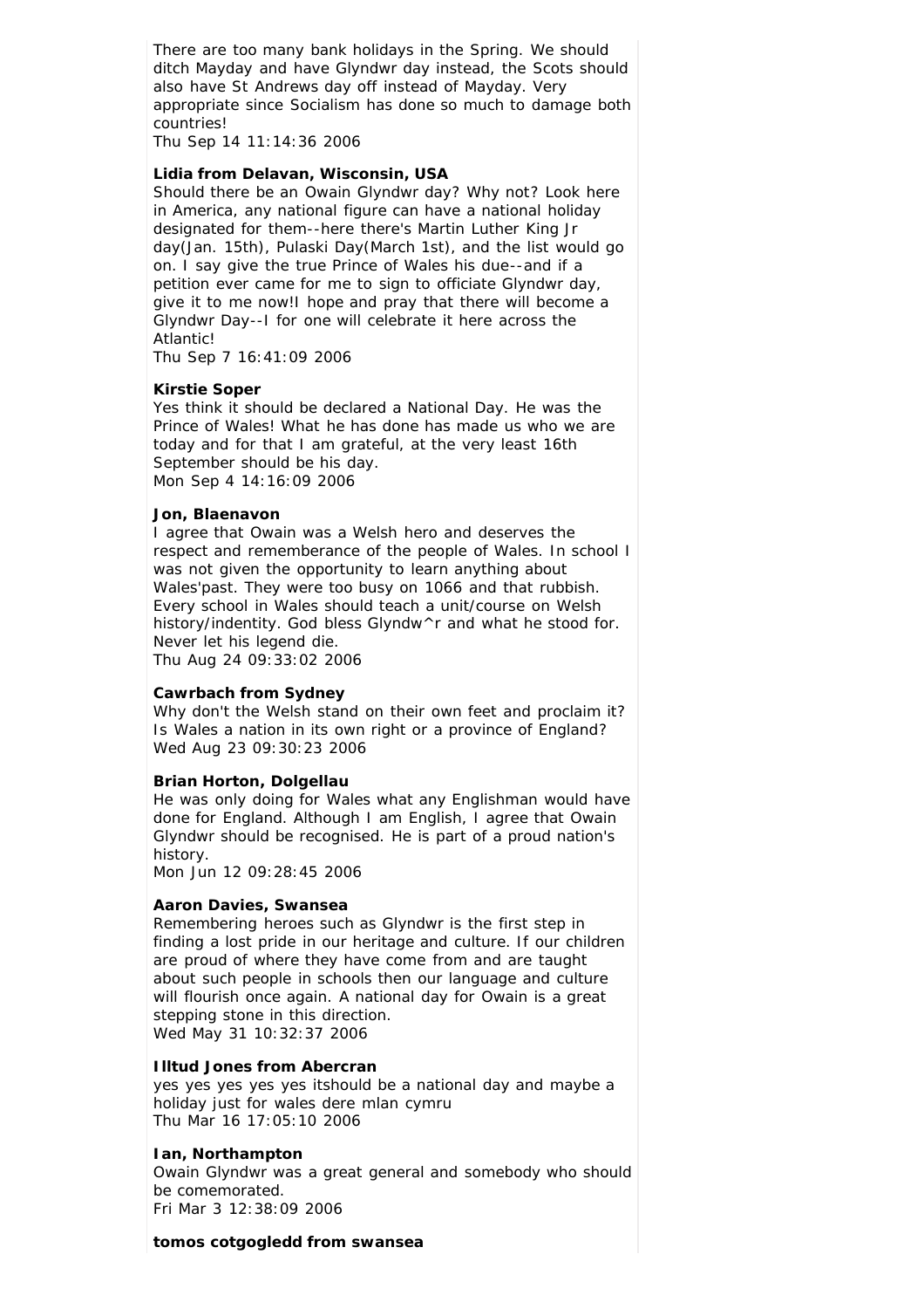There are too many bank holidays in the Spring. We should ditch Mayday and have Glyndwr day instead, the Scots should also have St Andrews day off instead of Mayday. Very appropriate since Socialism has done so much to damage both countries!
Thu Sep 14 11:14:36 2006

**Lidia from Delavan, Wisconsin, USA**
Should there be an Owain Glyndwr day? Why not? Look here in America, any national figure can have a national holiday designated for them--here there's Martin Luther King Jr day(Jan. 15th), Pulaski Day(March 1st), and the list would go on. I say give the true Prince of Wales his due--and if a petition ever came for me to sign to officiate Glyndwr day, give it to me now!I hope and pray that there will become a Glyndwr Day--I for one will celebrate it here across the Atlantic!
Thu Sep 7 16:41:09 2006

**Kirstie Soper**
Yes think it should be declared a National Day. He was the Prince of Wales! What he has done has made us who we are today and for that I am grateful, at the very least 16th September should be his day.
Mon Sep 4 14:16:09 2006

**Jon, Blaenavon**
I agree that Owain was a Welsh hero and deserves the respect and rememberance of the people of Wales. In school I was not given the opportunity to learn anything about Wales'past. They were too busy on 1066 and that rubbish. Every school in Wales should teach a unit/course on Welsh history/indentity. God bless Glyndw^r and what he stood for. Never let his legend die.
Thu Aug 24 09:33:02 2006

**Cawrbach from Sydney**
Why don't the Welsh stand on their own feet and proclaim it? Is Wales a nation in its own right or a province of England?
Wed Aug 23 09:30:23 2006

**Brian Horton, Dolgellau**
He was only doing for Wales what any Englishman would have done for England. Although I am English, I agree that Owain Glyndwr should be recognised. He is part of a proud nation's history.
Mon Jun 12 09:28:45 2006

**Aaron Davies, Swansea**
Remembering heroes such as Glyndwr is the first step in finding a lost pride in our heritage and culture. If our children are proud of where they have come from and are taught about such people in schools then our language and culture will flourish once again. A national day for Owain is a great stepping stone in this direction.
Wed May 31 10:32:37 2006

**Illtud Jones from Abercran**
yes yes yes yes yes itshould be a national day and maybe a holiday just for wales dere mlan cymru
Thu Mar 16 17:05:10 2006

**Ian, Northampton**
Owain Glyndwr was a great general and somebody who should be comemorated.
Fri Mar 3 12:38:09 2006

**tomos cotgogledd from swansea**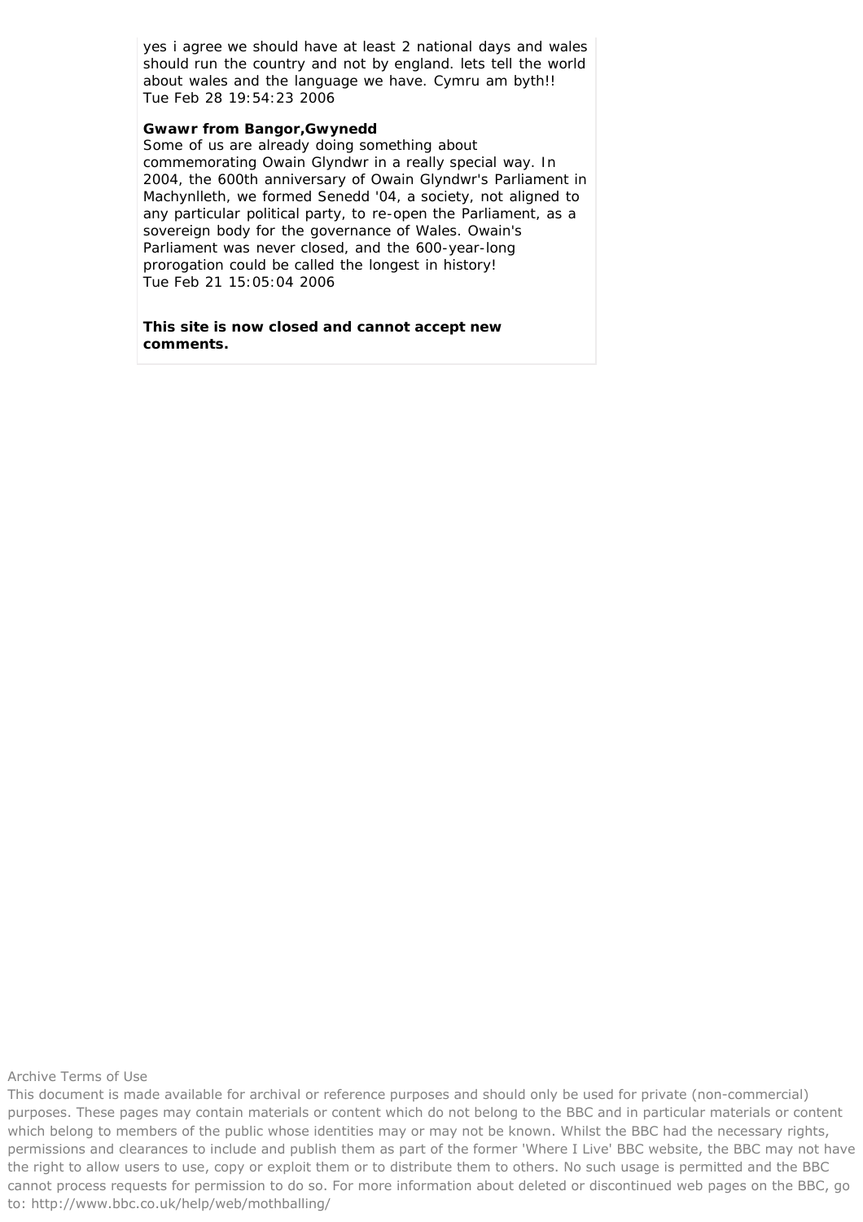yes i agree we should have at least 2 national days and wales should run the country and not by england. lets tell the world about wales and the language we have. Cymru am byth!!
Tue Feb 28 19:54:23 2006

**Gwawr from Bangor,Gwynedd**
Some of us are already doing something about commemorating Owain Glyndwr in a really special way. In 2004, the 600th anniversary of Owain Glyndwr's Parliament in Machynlleth, we formed Senedd '04, a society, not aligned to any particular political party, to re-open the Parliament, as a sovereign body for the governance of Wales. Owain's Parliament was never closed, and the 600-year-long prorogation could be called the longest in history!
Tue Feb 21 15:05:04 2006

**This site is now closed and cannot accept new comments.**

Archive Terms of Use
This document is made available for archival or reference purposes and should only be used for private (non-commercial) purposes. These pages may contain materials or content which do not belong to the BBC and in particular materials or content which belong to members of the public whose identities may or may not be known. Whilst the BBC had the necessary rights, permissions and clearances to include and publish them as part of the former 'Where I Live' BBC website, the BBC may not have the right to allow users to use, copy or exploit them or to distribute them to others. No such usage is permitted and the BBC cannot process requests for permission to do so. For more information about deleted or discontinued web pages on the BBC, go to: http://www.bbc.co.uk/help/web/mothballing/